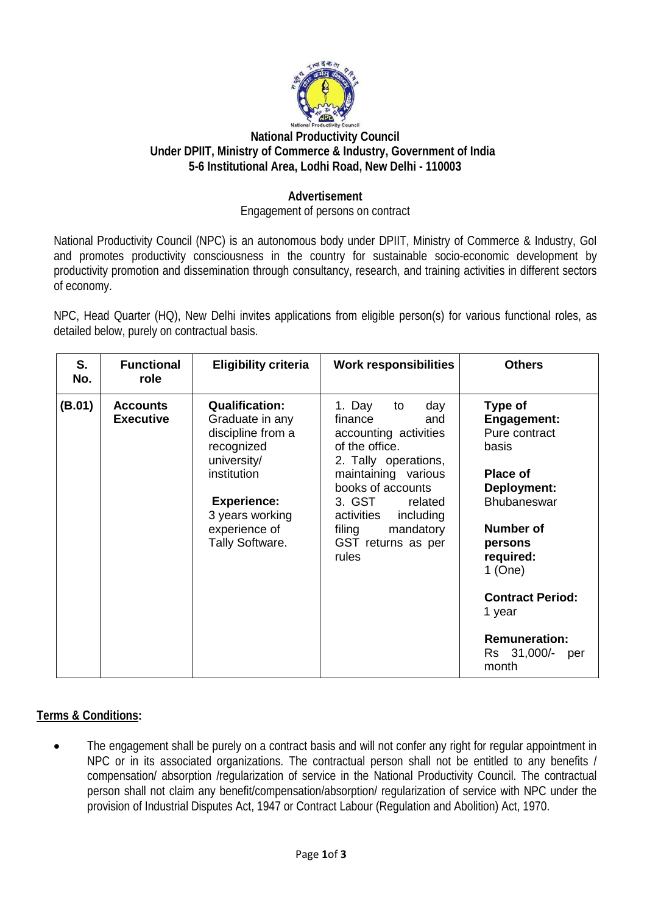**National Productivity Council**
**Under DPIIT, Ministry of Commerce & Industry, Government of India**
**5-6 Institutional Area, Lodhi Road, New Delhi - 110003**

**Advertisement**

Engagement of persons on contract

National Productivity Council (NPC) is an autonomous body under DPIIT, Ministry of Commerce & Industry, GoI and promotes productivity consciousness in the country for sustainable socio-economic development by productivity promotion and dissemination through consultancy, research, and training activities in different sectors of economy.

NPC, Head Quarter (HQ), New Delhi invites applications from eligible person(s) for various functional roles, as detailed below, purely on contractual basis.

| S. No. | Functional role | Eligibility criteria | Work responsibilities | Others |
|---|---|---|---|---|
| **(B.01)** | **Accounts Executive** | **Qualification:** Graduate in any discipline from a recognized university/ institution<br><br>**Experience:** 3 years working experience of Tally Software. | 1. Day to day finance and accounting activities of the office.<br>2. Tally operations, maintaining various books of accounts<br>3. GST related activities including filing mandatory GST returns as per rules | **Type of Engagement:** Pure contract basis<br><br>**Place of Deployment:** Bhubaneswar<br><br>**Number of persons required:** 1 (One)<br><br>**Contract Period:** 1 year<br><br>**Remuneration:** Rs 31,000/- per month |

**Terms & Conditions:**

- The engagement shall be purely on a contract basis and will not confer any right for regular appointment in NPC or in its associated organizations. The contractual person shall not be entitled to any benefits / compensation/ absorption /regularization of service in the National Productivity Council. The contractual person shall not claim any benefit/compensation/absorption/ regularization of service with NPC under the provision of Industrial Disputes Act, 1947 or Contract Labour (Regulation and Abolition) Act, 1970.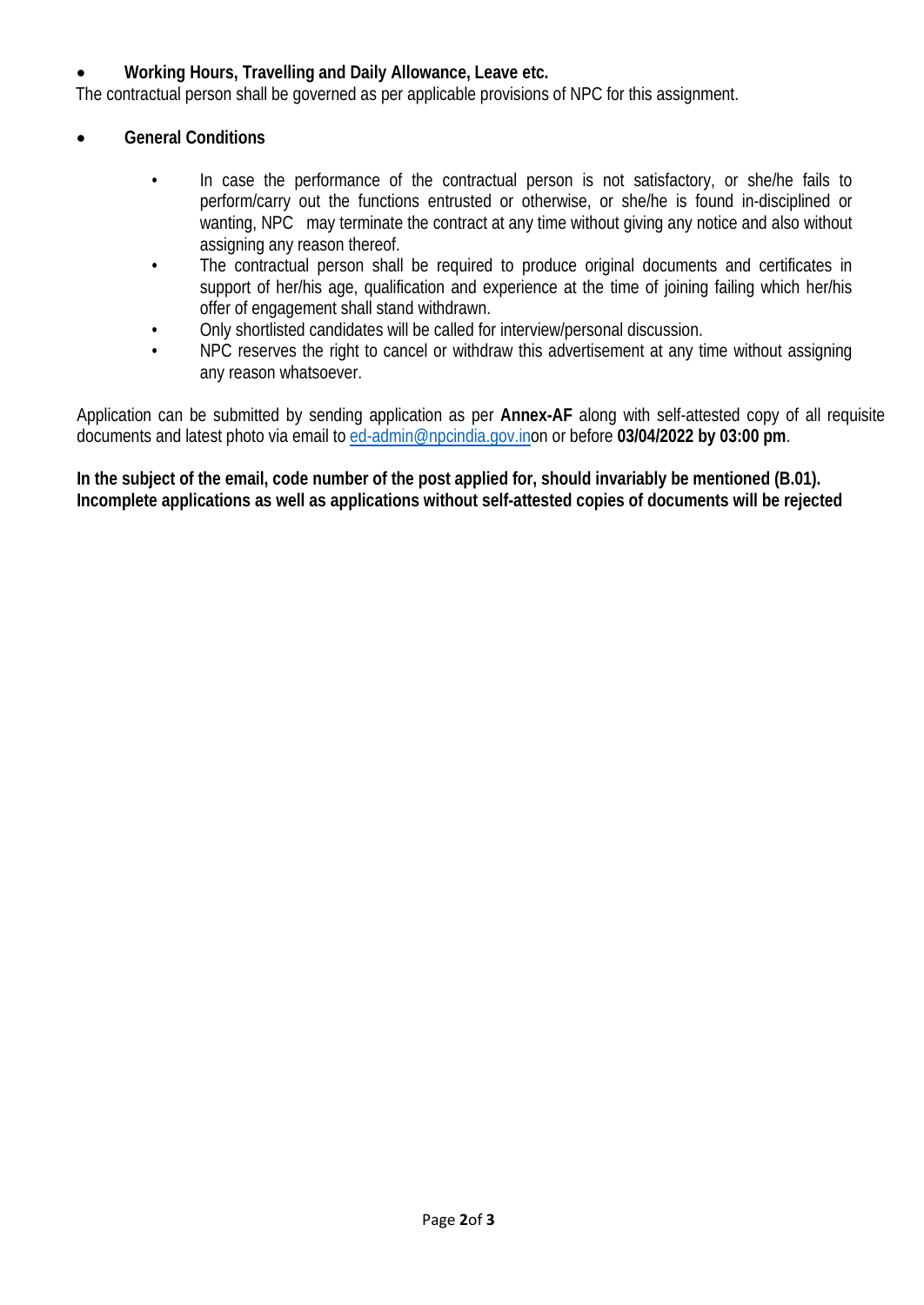- **Working Hours, Travelling and Daily Allowance, Leave etc.**

The contractual person shall be governed as per applicable provisions of NPC for this assignment.

- **General Conditions**
    - In case the performance of the contractual person is not satisfactory, or she/he fails to perform/carry out the functions entrusted or otherwise, or she/he is found in-disciplined or wanting, NPC may terminate the contract at any time without giving any notice and also without assigning any reason thereof.
    - The contractual person shall be required to produce original documents and certificates in support of her/his age, qualification and experience at the time of joining failing which her/his offer of engagement shall stand withdrawn.
    - Only shortlisted candidates will be called for interview/personal discussion.
    - NPC reserves the right to cancel or withdraw this advertisement at any time without assigning any reason whatsoever.

Application can be submitted by sending application as per **Annex-AF** along with self-attested copy of all requisite documents and latest photo via email to ed-admin@npcindia.gov.inon or before **03/04/2022 by 03:00 pm**.

**In the subject of the email, code number of the post applied for, should invariably be mentioned (B.01). Incomplete applications as well as applications without self-attested copies of documents will be rejected**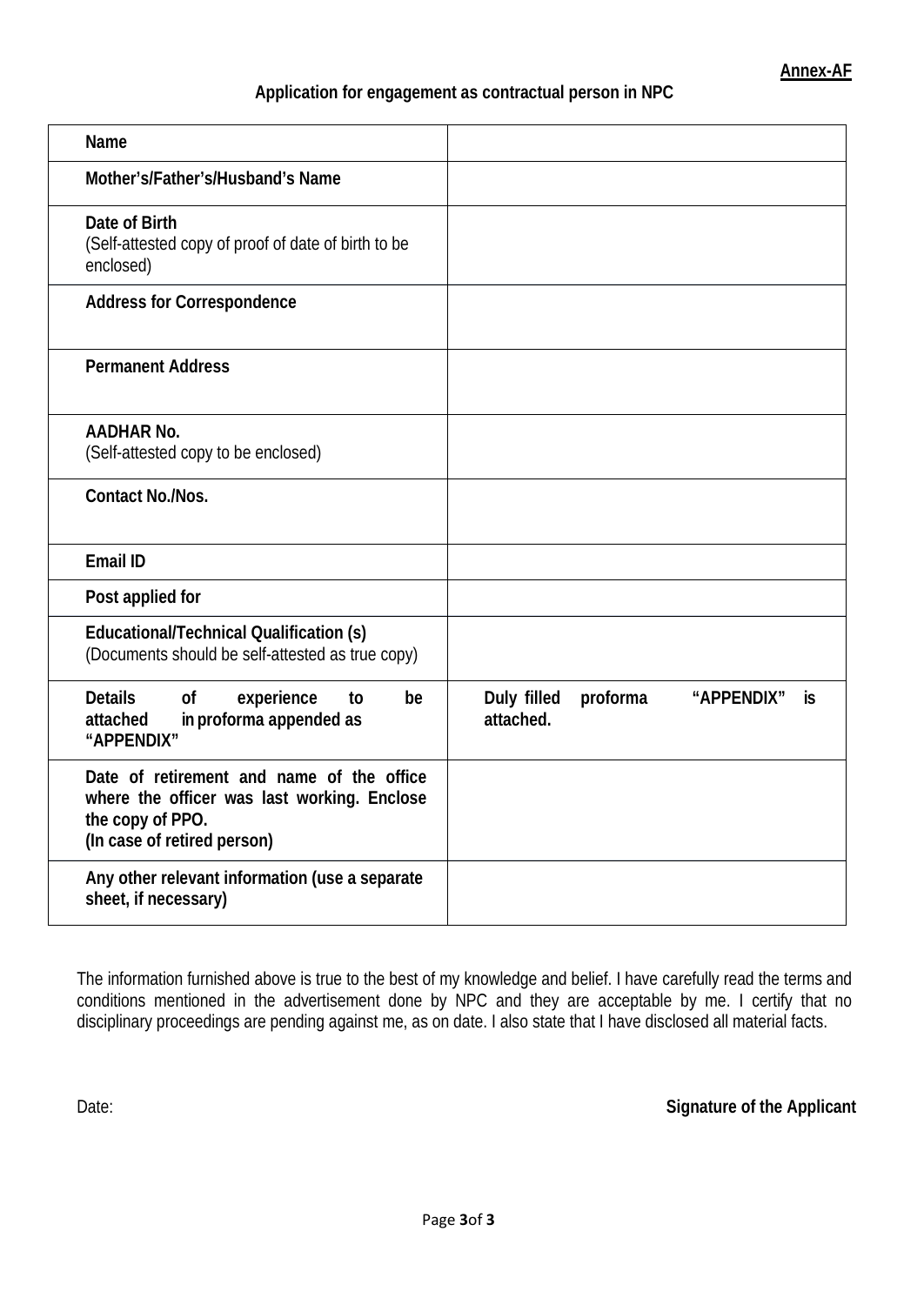**Annex-AF**

**Application for engagement as contractual person in NPC**

| | |
|---|---|
| **Name** | |
| **Mother's/Father's/Husband's Name** | |
| **Date of Birth**<br>(Self-attested copy of proof of date of birth to be enclosed) | |
| **Address for Correspondence** | |
| **Permanent Address** | |
| **AADHAR No.**<br>(Self-attested copy to be enclosed) | |
| **Contact No./Nos.** | |
| **Email ID** | |
| **Post applied for** | |
| **Educational/Technical Qualification (s)**<br>(Documents should be self-attested as true copy) | |
| **Details of experience to be attached in proforma appended as "APPENDIX"** | **Duly filled proforma "APPENDIX" is attached.** |
| **Date of retirement and name of the office where the officer was last working. Enclose the copy of PPO.**<br>**(In case of retired person)** | |
| **Any other relevant information (use a separate sheet, if necessary)** | |

The information furnished above is true to the best of my knowledge and belief. I have carefully read the terms and conditions mentioned in the advertisement done by NPC and they are acceptable by me. I certify that no disciplinary proceedings are pending against me, as on date. I also state that I have disclosed all material facts.

Date: **Signature of the Applicant**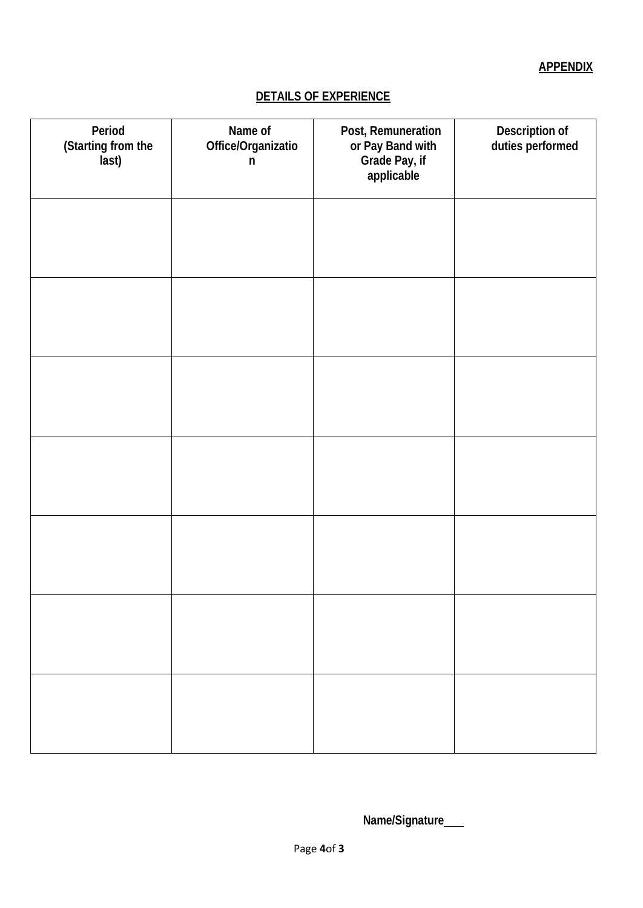**APPENDIX**

## DETAILS OF EXPERIENCE

| Period (Starting from the last) | Name of Office/Organization | Post, Remuneration or Pay Band with Grade Pay, if applicable | Description of duties performed |
|---|---|---|---|
| | | | |
| | | | |
| | | | |
| | | | |
| | | | |
| | | | |
| | | | |

**Name/Signature**\_\_\_